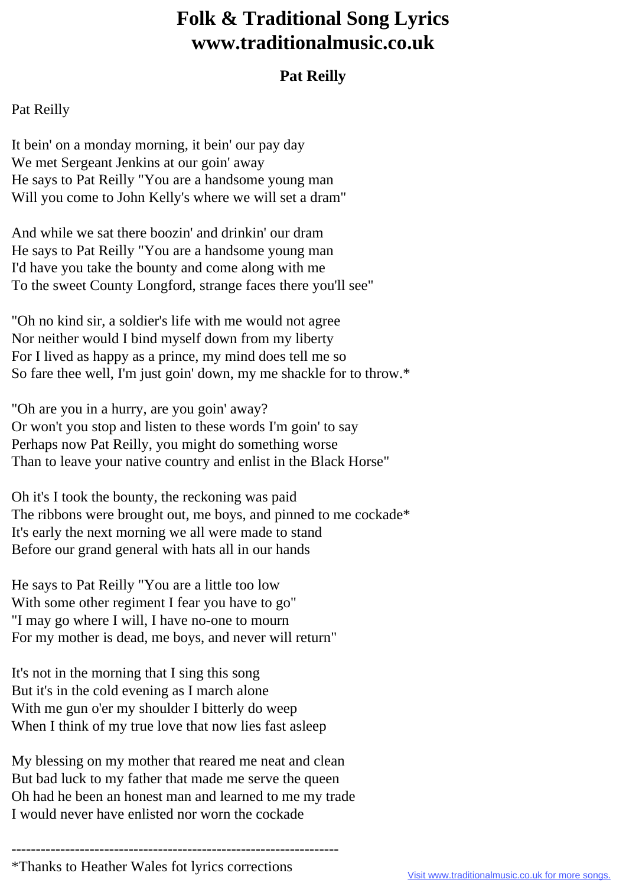# Folk & Traditional Song Lyrics
# www.traditionalmusic.co.uk

## Pat Reilly

Pat Reilly

It bein' on a monday morning, it bein' our pay day
We met Sergeant Jenkins at our goin' away
He says to Pat Reilly "You are a handsome young man
Will you come to John Kelly's where we will set a dram"

And while we sat there boozin' and drinkin' our dram
He says to Pat Reilly "You are a handsome young man
I'd have you take the bounty and come along with me
To the sweet County Longford, strange faces there you'll see"

"Oh no kind sir, a soldier's life with me would not agree
Nor neither would I bind myself down from my liberty
For I lived as happy as a prince, my mind does tell me so
So fare thee well, I'm just goin' down, my me shackle for to throw.*

"Oh are you in a hurry, are you goin' away?
Or won't you stop and listen to these words I'm goin' to say
Perhaps now Pat Reilly, you might do something worse
Than to leave your native country and enlist in the Black Horse"

Oh it's I took the bounty, the reckoning was paid
The ribbons were brought out, me boys, and pinned to me cockade*
It's early the next morning we all were made to stand
Before our grand general with hats all in our hands

He says to Pat Reilly "You are a little too low
With some other regiment I fear you have to go"
"I may go where I will, I have no-one to mourn
For my mother is dead, me boys, and never will return"

It's not in the morning that I sing this song
But it's in the cold evening as I march alone
With me gun o'er my shoulder I bitterly do weep
When I think of my true love that now lies fast asleep

My blessing on my mother that reared me neat and clean
But bad luck to my father that made me serve the queen
Oh had he been an honest man and learned to me my trade
I would never have enlisted nor worn the cockade

---

*Thanks to Heather Wales fot lyrics corrections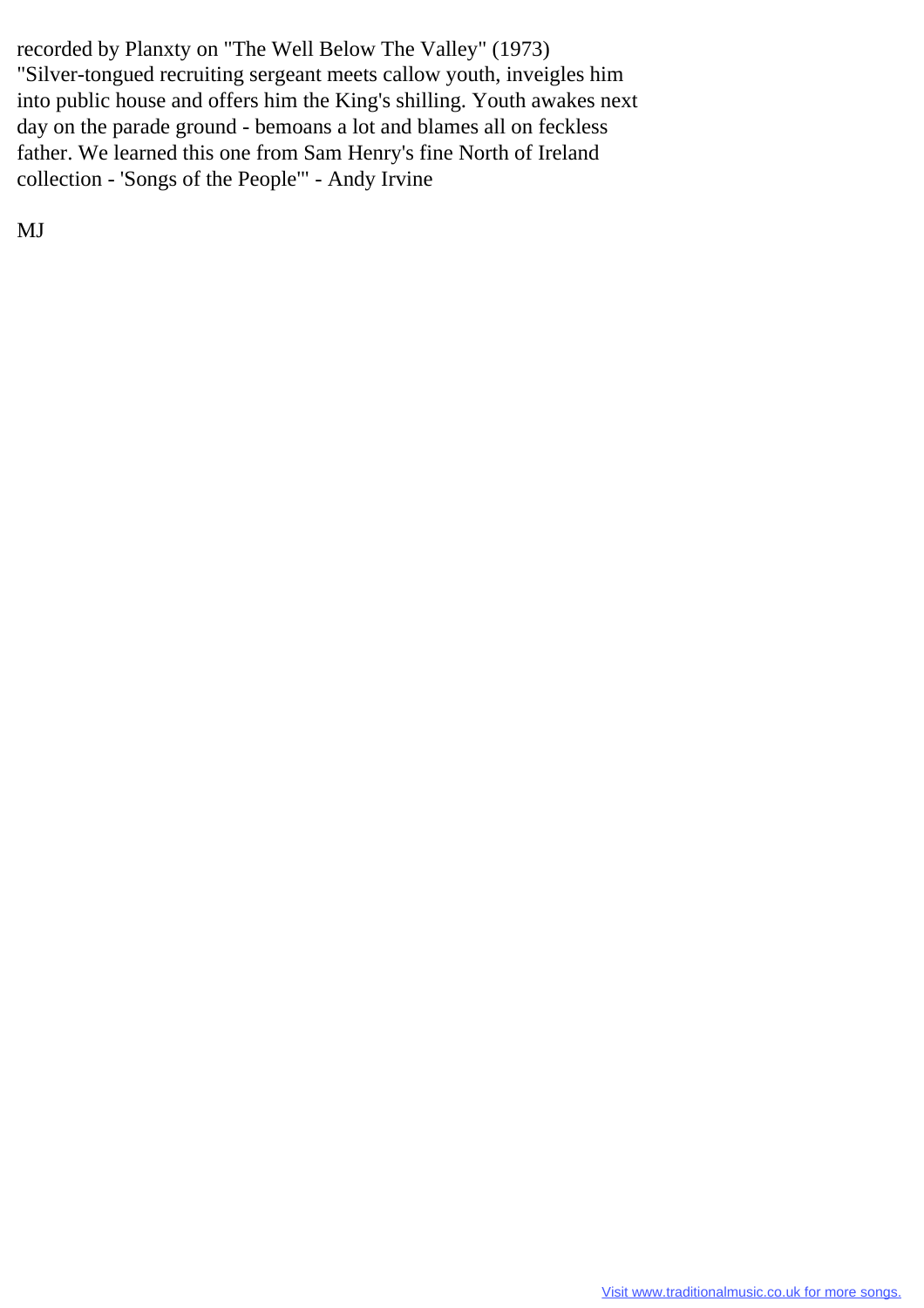recorded by Planxty on "The Well Below The Valley" (1973)
"Silver-tongued recruiting sergeant meets callow youth, inveigles him into public house and offers him the King's shilling. Youth awakes next day on the parade ground - bemoans a lot and blames all on feckless father. We learned this one from Sam Henry's fine North of Ireland collection - 'Songs of the People'" - Andy Irvine

MJ